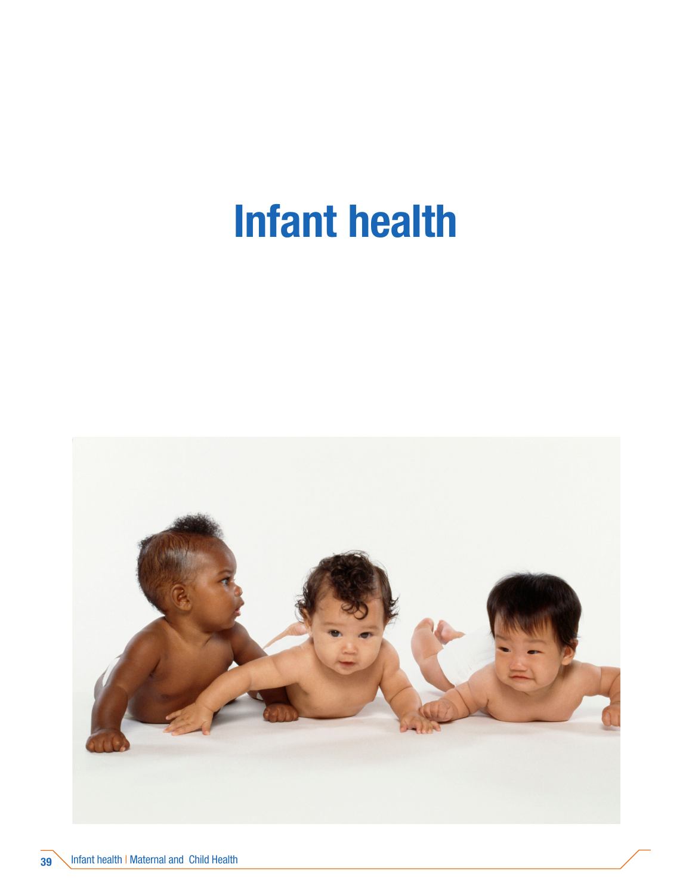# Infant health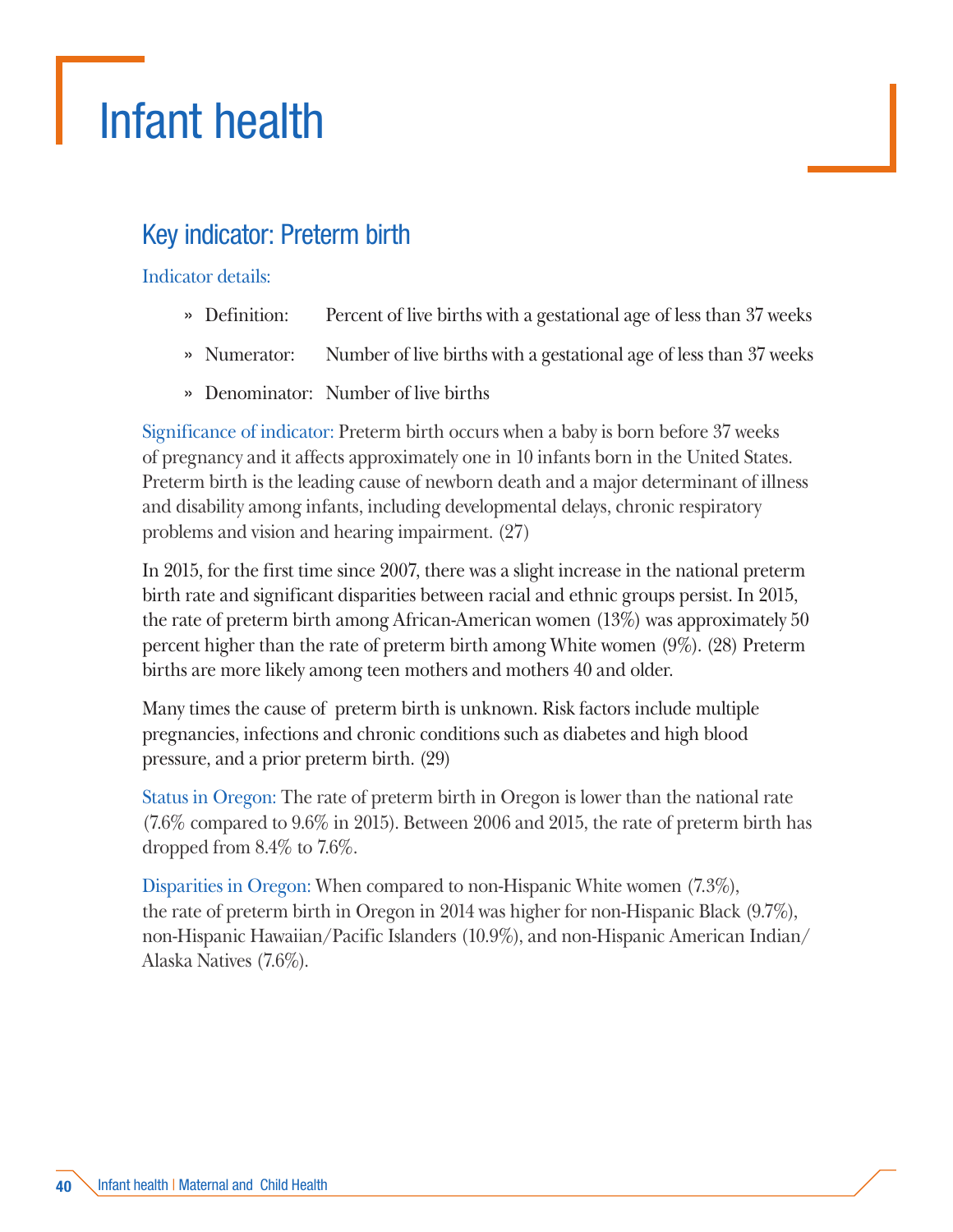# Infant health

## Key indicator: Preterm birth

Indicator details:

- » Definition: Percent of live births with a gestational age of less than 37 weeks
- » Numerator: Number of live births with a gestational age of less than 37 weeks
- » Denominator: Number of live births

Significance of indicator: Preterm birth occurs when a baby is born before 37 weeks of pregnancy and it affects approximately one in 10 infants born in the United States. Preterm birth is the leading cause of newborn death and a major determinant of illness and disability among infants, including developmental delays, chronic respiratory problems and vision and hearing impairment. (27)

In 2015, for the first time since 2007, there was a slight increase in the national preterm birth rate and significant disparities between racial and ethnic groups persist. In 2015, the rate of preterm birth among African-American women (13%) was approximately 50 percent higher than the rate of preterm birth among White women (9%). (28) Preterm births are more likely among teen mothers and mothers 40 and older.

Many times the cause of preterm birth is unknown. Risk factors include multiple pregnancies, infections and chronic conditions such as diabetes and high blood pressure, and a prior preterm birth. (29)

Status in Oregon: The rate of preterm birth in Oregon is lower than the national rate (7.6% compared to 9.6% in 2015). Between 2006 and 2015, the rate of preterm birth has dropped from 8.4% to 7.6%.

Disparities in Oregon: When compared to non-Hispanic White women (7.3%), the rate of preterm birth in Oregon in 2014 was higher for non-Hispanic Black (9.7%), non-Hispanic Hawaiian/Pacific Islanders (10.9%), and non-Hispanic American Indian/Alaska Natives (7.6%).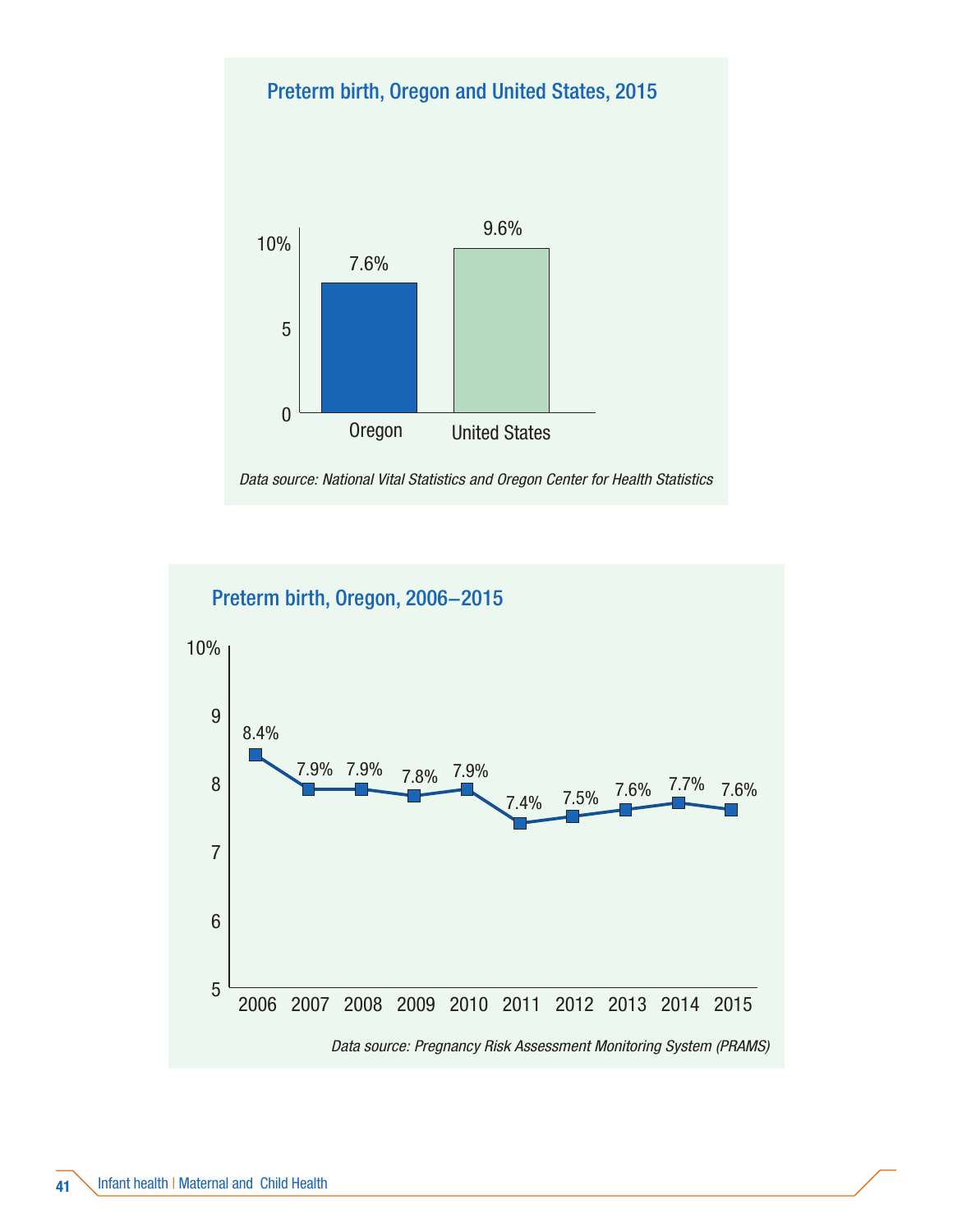## Preterm birth, Oregon and United States, 2015

| | Preterm birth |
|---|---|
| Oregon | 7.6% |
| United States | 9.6% |

*Data source: National Vital Statistics and Oregon Center for Health Statistics*

## Preterm birth, Oregon, 2006–2015

| Year | Preterm birth |
|---|---|
| 2006 | 8.4% |
| 2007 | 7.9% |
| 2008 | 7.9% |
| 2009 | 7.8% |
| 2010 | 7.9% |
| 2011 | 7.4% |
| 2012 | 7.5% |
| 2013 | 7.6% |
| 2014 | 7.7% |
| 2015 | 7.6% |

*Data source: Pregnancy Risk Assessment Monitoring System (PRAMS)*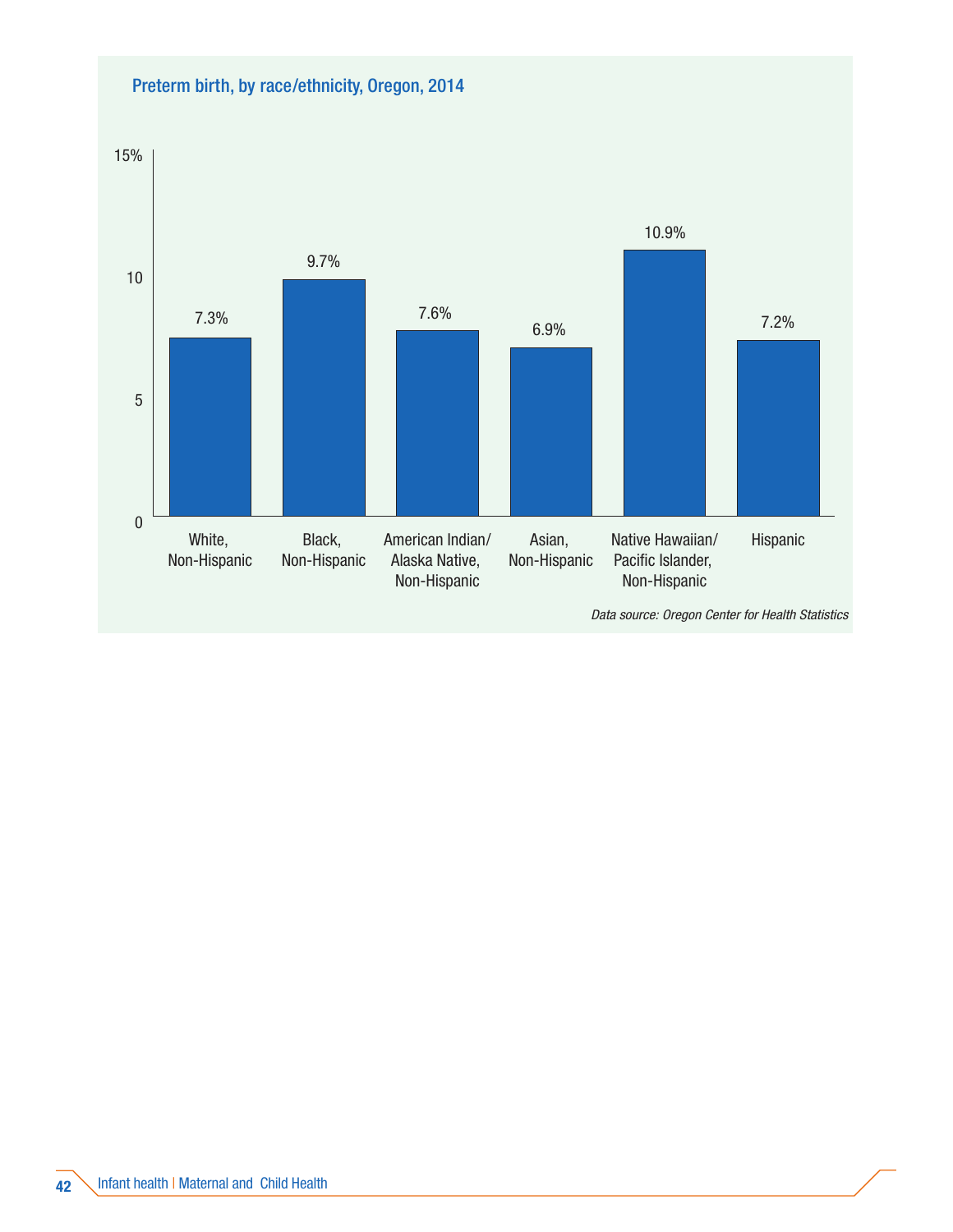**Preterm birth, by race/ethnicity, Oregon, 2014**

| Race/ethnicity | Preterm birth |
|---|---|
| White, Non-Hispanic | 7.3% |
| Black, Non-Hispanic | 9.7% |
| American Indian/ Alaska Native, Non-Hispanic | 7.6% |
| Asian, Non-Hispanic | 6.9% |
| Native Hawaiian/ Pacific Islander, Non-Hispanic | 10.9% |
| Hispanic | 7.2% |

*Data source: Oregon Center for Health Statistics*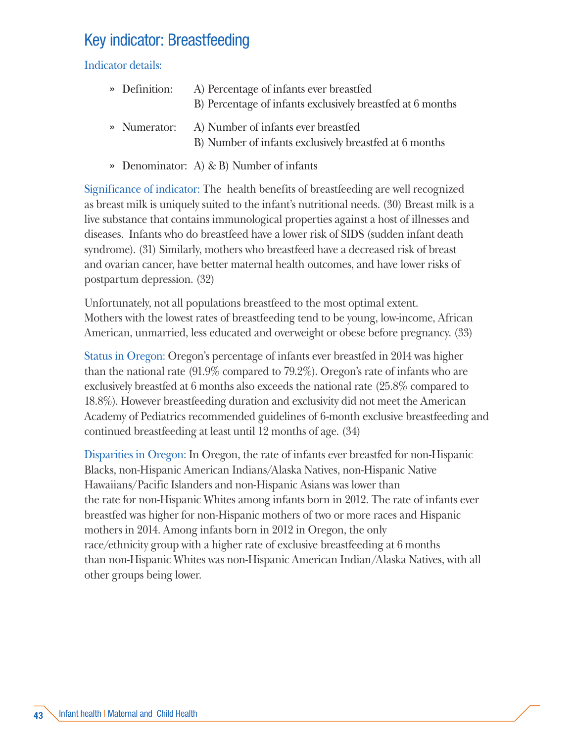## Key indicator: Breastfeeding

Indicator details:

- Definition: A) Percentage of infants ever breastfed
  B) Percentage of infants exclusively breastfed at 6 months
- Numerator: A) Number of infants ever breastfed
  B) Number of infants exclusively breastfed at 6 months
- Denominator: A) & B) Number of infants

Significance of indicator: The health benefits of breastfeeding are well recognized as breast milk is uniquely suited to the infant's nutritional needs. (30) Breast milk is a live substance that contains immunological properties against a host of illnesses and diseases. Infants who do breastfeed have a lower risk of SIDS (sudden infant death syndrome). (31) Similarly, mothers who breastfeed have a decreased risk of breast and ovarian cancer, have better maternal health outcomes, and have lower risks of postpartum depression. (32)

Unfortunately, not all populations breastfeed to the most optimal extent. Mothers with the lowest rates of breastfeeding tend to be young, low-income, African American, unmarried, less educated and overweight or obese before pregnancy. (33)

Status in Oregon: Oregon's percentage of infants ever breastfed in 2014 was higher than the national rate (91.9% compared to 79.2%). Oregon's rate of infants who are exclusively breastfed at 6 months also exceeds the national rate (25.8% compared to 18.8%). However breastfeeding duration and exclusivity did not meet the American Academy of Pediatrics recommended guidelines of 6-month exclusive breastfeeding and continued breastfeeding at least until 12 months of age. (34)

Disparities in Oregon: In Oregon, the rate of infants ever breastfed for non-Hispanic Blacks, non-Hispanic American Indians/Alaska Natives, non-Hispanic Native Hawaiians/Pacific Islanders and non-Hispanic Asians was lower than the rate for non-Hispanic Whites among infants born in 2012. The rate of infants ever breastfed was higher for non-Hispanic mothers of two or more races and Hispanic mothers in 2014. Among infants born in 2012 in Oregon, the only race/ethnicity group with a higher rate of exclusive breastfeeding at 6 months than non-Hispanic Whites was non-Hispanic American Indian/Alaska Natives, with all other groups being lower.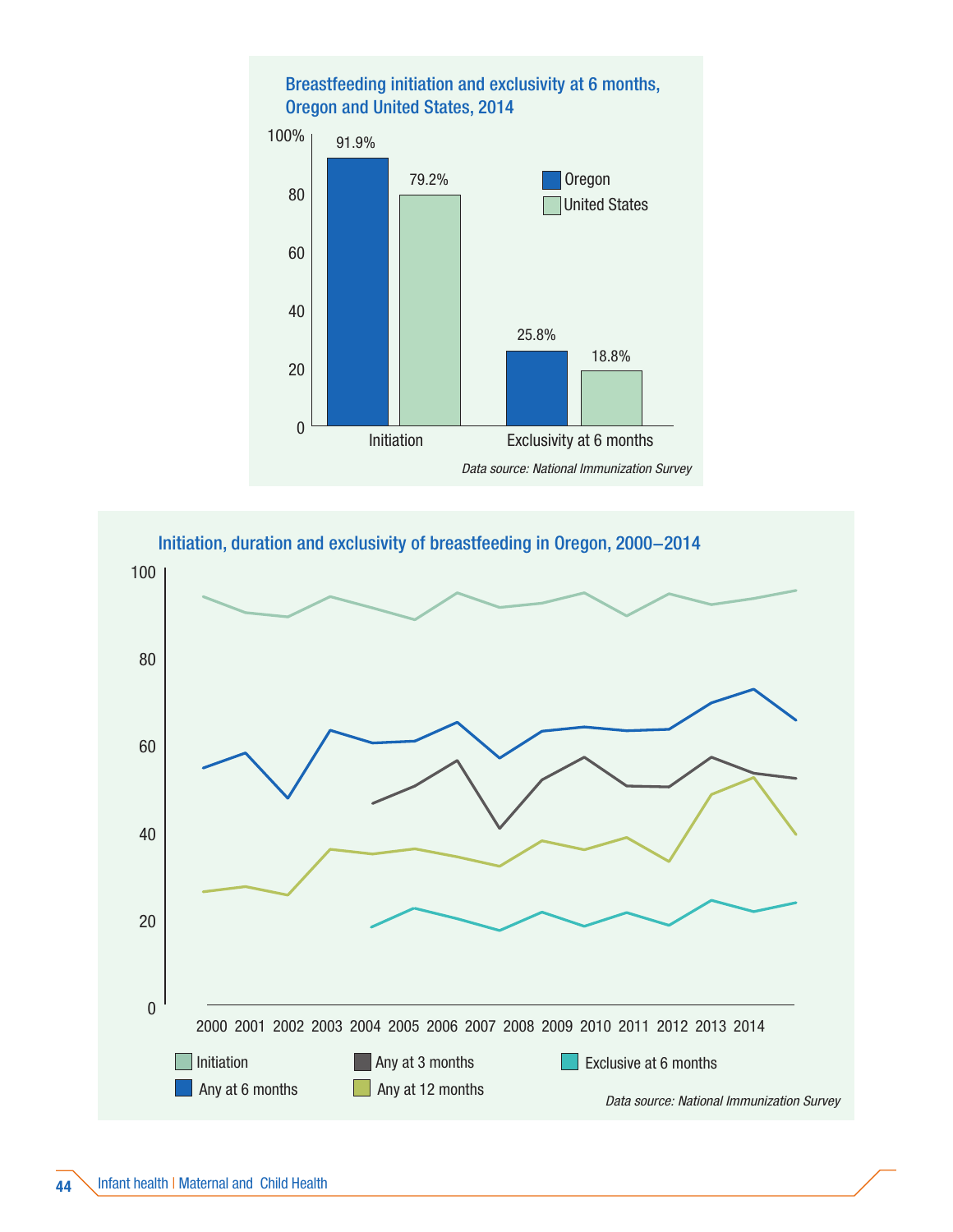### Breastfeeding initiation and exclusivity at 6 months, Oregon and United States, 2014

| | Oregon | United States |
|---|---|---|
| Initiation | 91.9% | 79.2% |
| Exclusivity at 6 months | 25.8% | 18.8% |

*Data source: National Immunization Survey*

### Initiation, duration and exclusivity of breastfeeding in Oregon, 2000–2014

Legend: Initiation; Any at 6 months; Any at 3 months; Any at 12 months; Exclusive at 6 months

Years: 2000, 2001, 2002, 2003, 2004, 2005, 2006, 2007, 2008, 2009, 2010, 2011, 2012, 2013, 2014

*Data source: National Immunization Survey*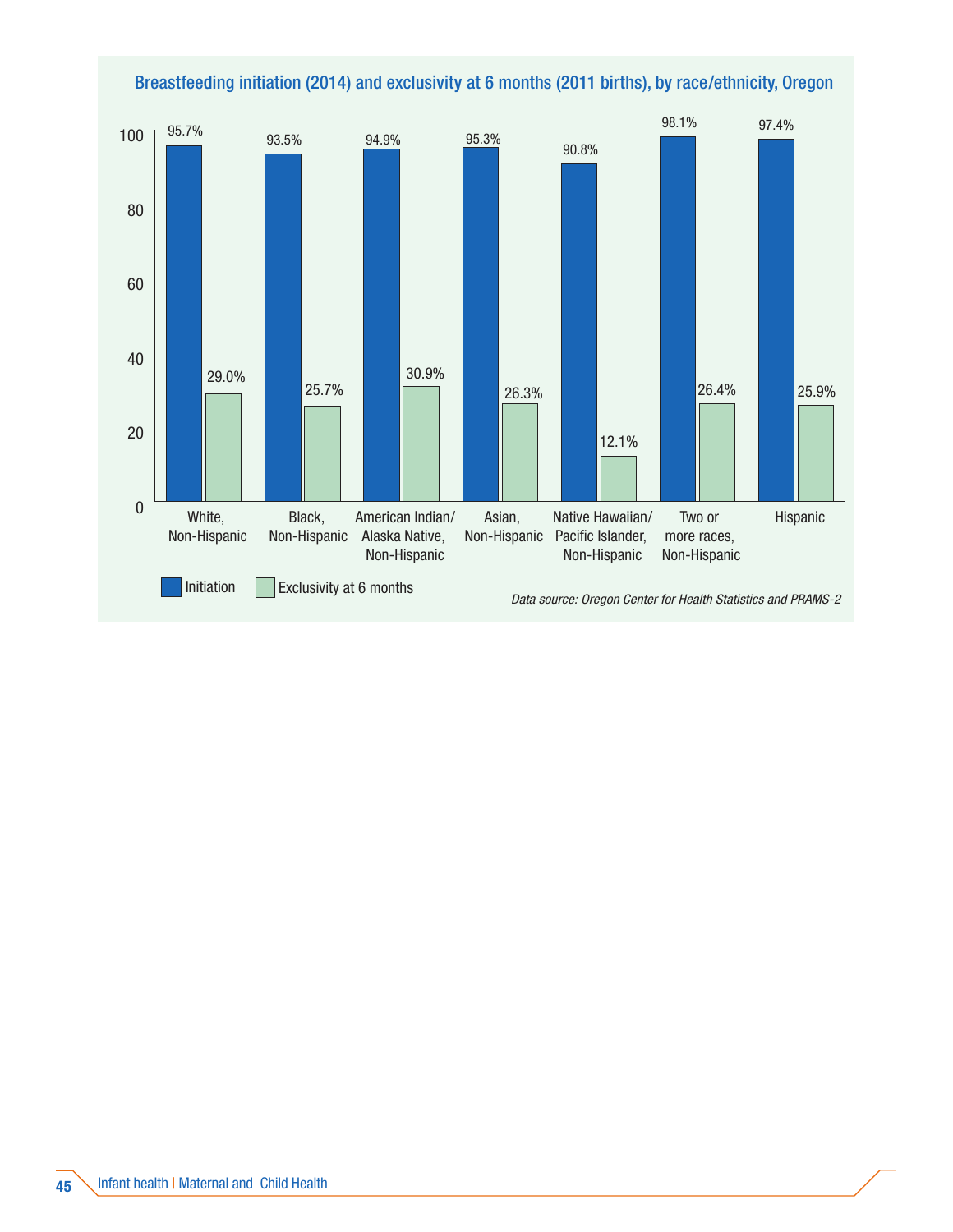## Breastfeeding initiation (2014) and exclusivity at 6 months (2011 births), by race/ethnicity, Oregon

| Race/ethnicity | Initiation | Exclusivity at 6 months |
|---|---|---|
| White, Non-Hispanic | 95.7% | 29.0% |
| Black, Non-Hispanic | 93.5% | 25.7% |
| American Indian/ Alaska Native, Non-Hispanic | 94.9% | 30.9% |
| Asian, Non-Hispanic | 95.3% | 26.3% |
| Native Hawaiian/ Pacific Islander, Non-Hispanic | 90.8% | 12.1% |
| Two or more races, Non-Hispanic | 98.1% | 26.4% |
| Hispanic | 97.4% | 25.9% |

*Data source: Oregon Center for Health Statistics and PRAMS-2*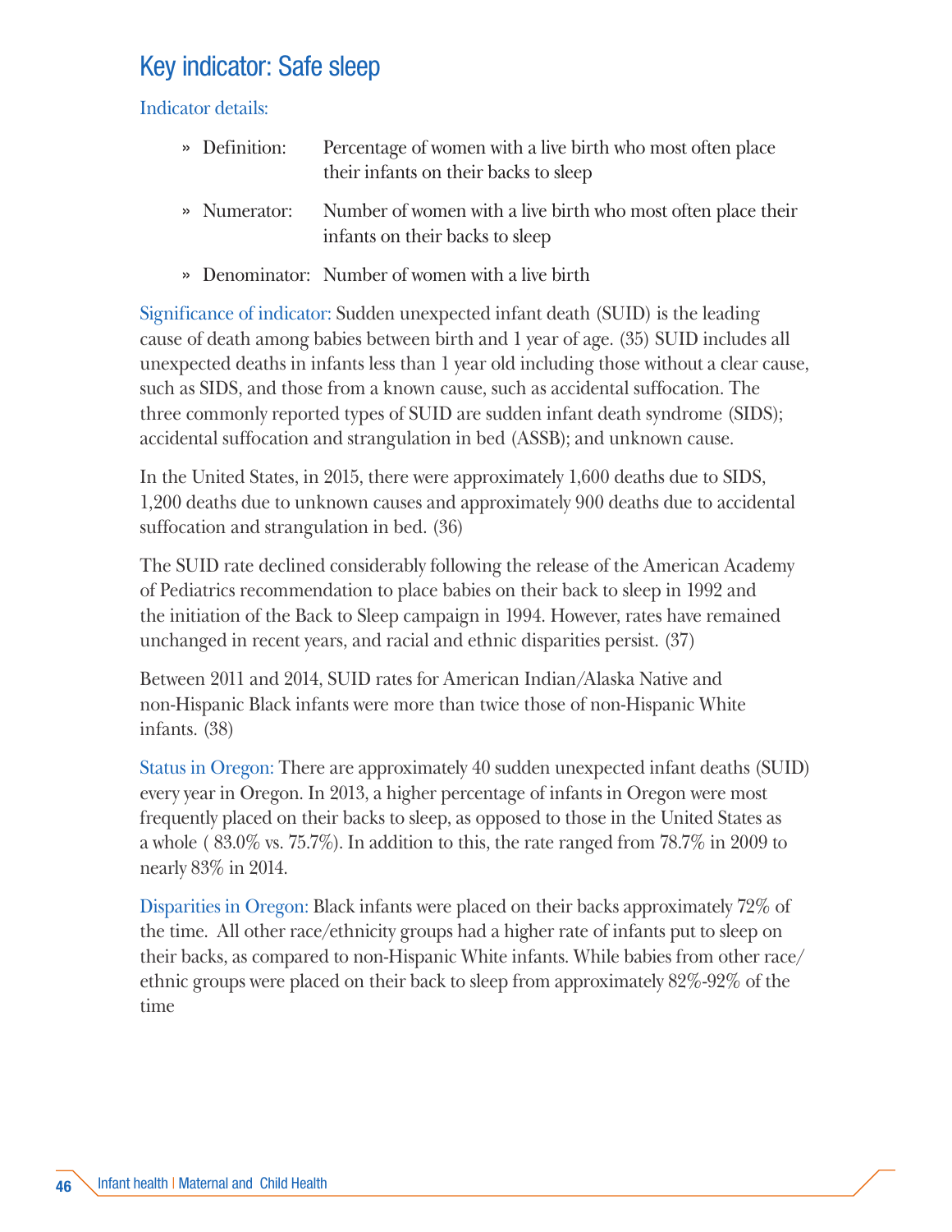## Key indicator: Safe sleep

Indicator details:

- Definition: Percentage of women with a live birth who most often place their infants on their backs to sleep
- Numerator: Number of women with a live birth who most often place their infants on their backs to sleep
- Denominator: Number of women with a live birth

Significance of indicator: Sudden unexpected infant death (SUID) is the leading cause of death among babies between birth and 1 year of age. (35) SUID includes all unexpected deaths in infants less than 1 year old including those without a clear cause, such as SIDS, and those from a known cause, such as accidental suffocation. The three commonly reported types of SUID are sudden infant death syndrome (SIDS); accidental suffocation and strangulation in bed (ASSB); and unknown cause.

In the United States, in 2015, there were approximately 1,600 deaths due to SIDS, 1,200 deaths due to unknown causes and approximately 900 deaths due to accidental suffocation and strangulation in bed. (36)

The SUID rate declined considerably following the release of the American Academy of Pediatrics recommendation to place babies on their back to sleep in 1992 and the initiation of the Back to Sleep campaign in 1994. However, rates have remained unchanged in recent years, and racial and ethnic disparities persist. (37)

Between 2011 and 2014, SUID rates for American Indian/Alaska Native and non-Hispanic Black infants were more than twice those of non-Hispanic White infants. (38)

Status in Oregon: There are approximately 40 sudden unexpected infant deaths (SUID) every year in Oregon. In 2013, a higher percentage of infants in Oregon were most frequently placed on their backs to sleep, as opposed to those in the United States as a whole ( 83.0% vs. 75.7%). In addition to this, the rate ranged from 78.7% in 2009 to nearly 83% in 2014.

Disparities in Oregon: Black infants were placed on their backs approximately 72% of the time. All other race/ethnicity groups had a higher rate of infants put to sleep on their backs, as compared to non-Hispanic White infants. While babies from other race/ethnic groups were placed on their back to sleep from approximately 82%-92% of the time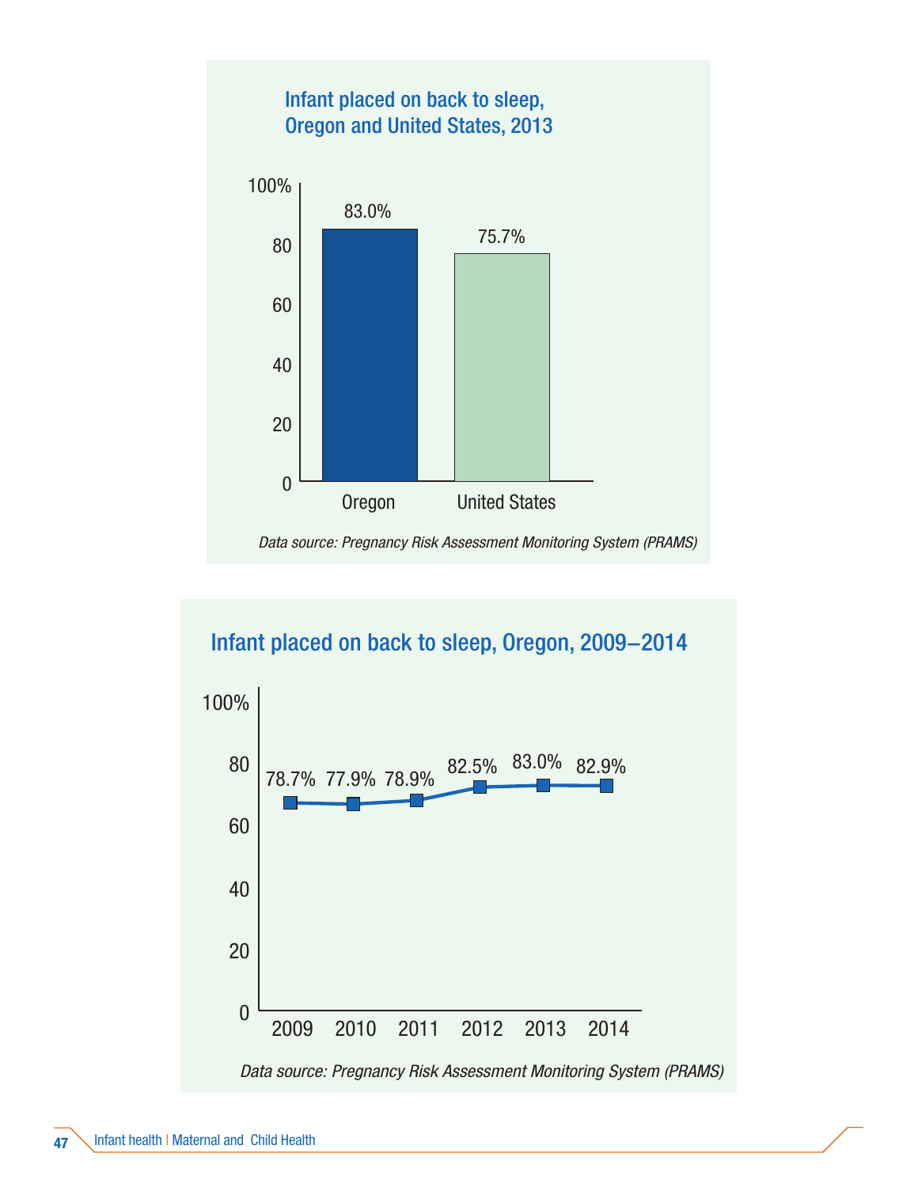## Infant placed on back to sleep, Oregon and United States, 2013

| | Percent |
|---|---|
| Oregon | 83.0% |
| United States | 75.7% |

*Data source: Pregnancy Risk Assessment Monitoring System (PRAMS)*

## Infant placed on back to sleep, Oregon, 2009–2014

| Year | Percent |
|---|---|
| 2009 | 78.7% |
| 2010 | 77.9% |
| 2011 | 78.9% |
| 2012 | 82.5% |
| 2013 | 83.0% |
| 2014 | 82.9% |

*Data source: Pregnancy Risk Assessment Monitoring System (PRAMS)*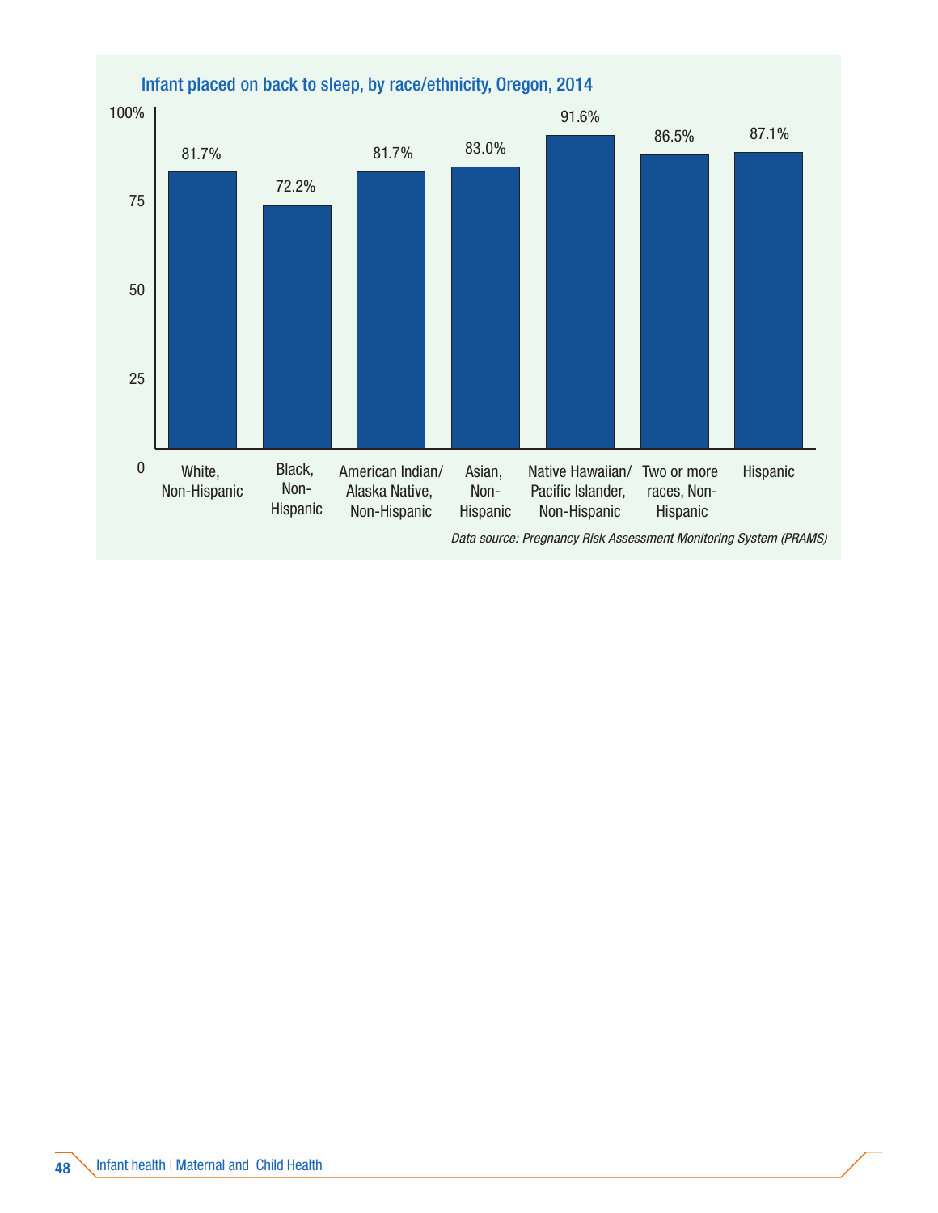### Infant placed on back to sleep, by race/ethnicity, Oregon, 2014

| Race/ethnicity | Percent |
|---|---|
| White, Non-Hispanic | 81.7% |
| Black, Non-Hispanic | 72.2% |
| American Indian/Alaska Native, Non-Hispanic | 81.7% |
| Asian, Non-Hispanic | 83.0% |
| Native Hawaiian/Pacific Islander, Non-Hispanic | 91.6% |
| Two or more races, Non-Hispanic | 86.5% |
| Hispanic | 87.1% |

*Data source: Pregnancy Risk Assessment Monitoring System (PRAMS)*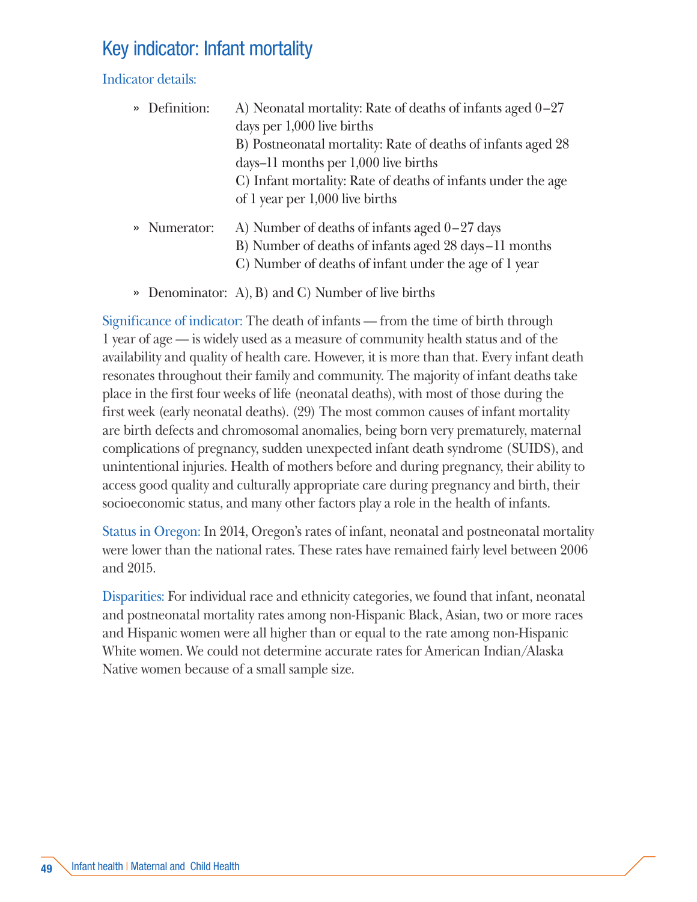## Key indicator: Infant mortality

Indicator details:

- » Definition: A) Neonatal mortality: Rate of deaths of infants aged 0–27 days per 1,000 live births
  B) Postneonatal mortality: Rate of deaths of infants aged 28 days–11 months per 1,000 live births
  C) Infant mortality: Rate of deaths of infants under the age of 1 year per 1,000 live births
- » Numerator: A) Number of deaths of infants aged 0–27 days
  B) Number of deaths of infants aged 28 days–11 months
  C) Number of deaths of infant under the age of 1 year
- » Denominator: A), B) and C) Number of live births

Significance of indicator: The death of infants — from the time of birth through 1 year of age — is widely used as a measure of community health status and of the availability and quality of health care. However, it is more than that. Every infant death resonates throughout their family and community. The majority of infant deaths take place in the first four weeks of life (neonatal deaths), with most of those during the first week (early neonatal deaths). (29) The most common causes of infant mortality are birth defects and chromosomal anomalies, being born very prematurely, maternal complications of pregnancy, sudden unexpected infant death syndrome (SUIDS), and unintentional injuries. Health of mothers before and during pregnancy, their ability to access good quality and culturally appropriate care during pregnancy and birth, their socioeconomic status, and many other factors play a role in the health of infants.

Status in Oregon: In 2014, Oregon's rates of infant, neonatal and postneonatal mortality were lower than the national rates. These rates have remained fairly level between 2006 and 2015.

Disparities: For individual race and ethnicity categories, we found that infant, neonatal and postneonatal mortality rates among non-Hispanic Black, Asian, two or more races and Hispanic women were all higher than or equal to the rate among non-Hispanic White women. We could not determine accurate rates for American Indian/Alaska Native women because of a small sample size.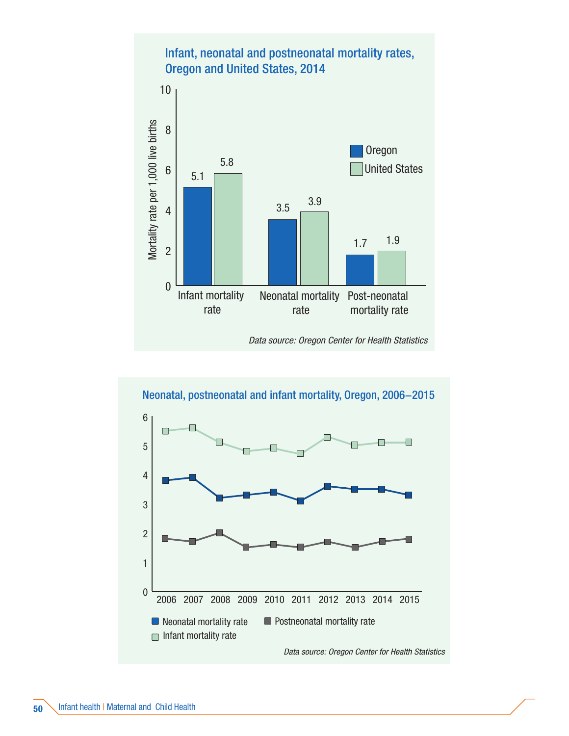**Infant, neonatal and postneonatal mortality rates, Oregon and United States, 2014**

| | Oregon | United States |
|---|---|---|
| Infant mortality rate | 5.1 | 5.8 |
| Neonatal mortality rate | 3.5 | 3.9 |
| Post-neonatal mortality rate | 1.7 | 1.9 |

Mortality rate per 1,000 live births

*Data source: Oregon Center for Health Statistics*

**Neonatal, postneonatal and infant mortality, Oregon, 2006–2015**

Series: Neonatal mortality rate; Postneonatal mortality rate; Infant mortality rate

Years: 2006, 2007, 2008, 2009, 2010, 2011, 2012, 2013, 2014, 2015

*Data source: Oregon Center for Health Statistics*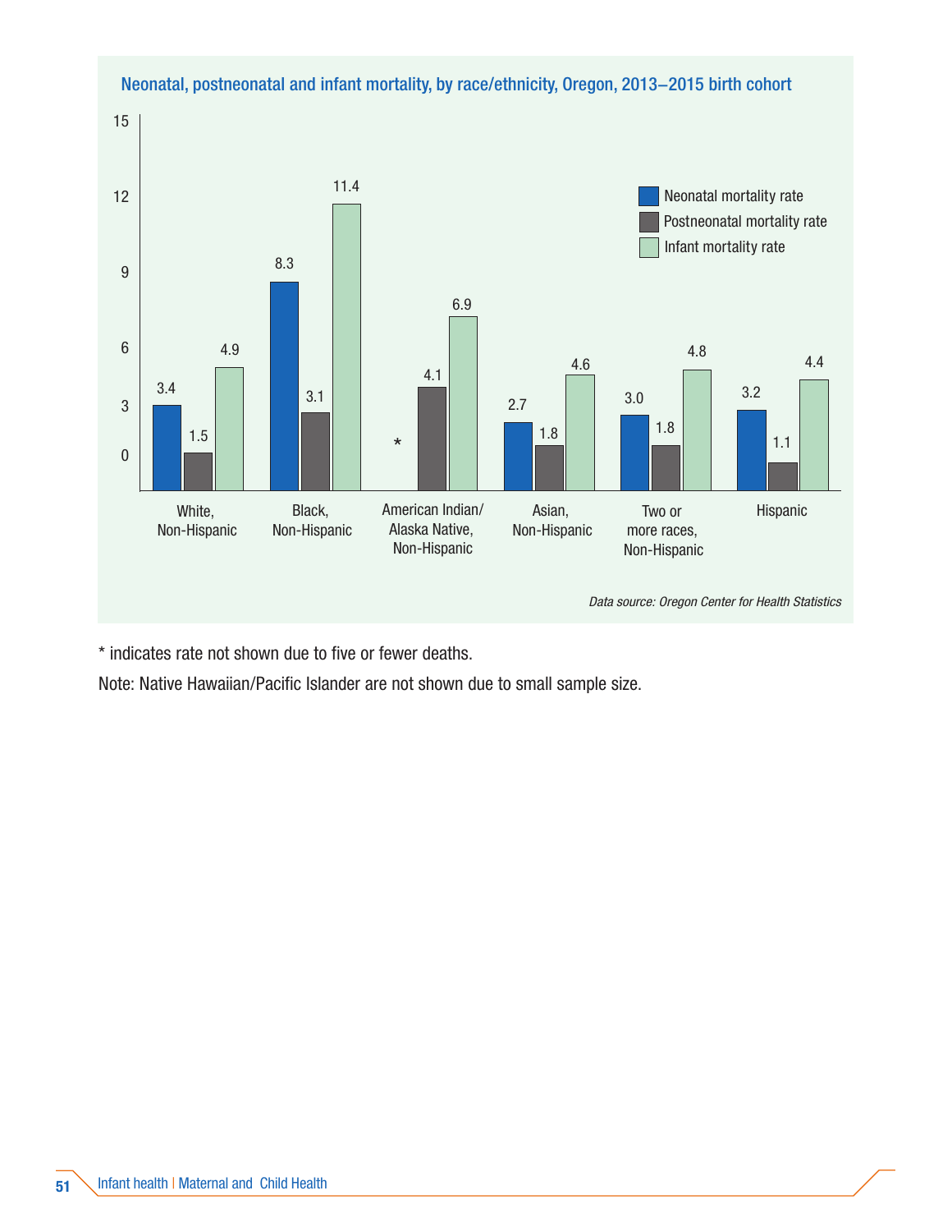Neonatal, postneonatal and infant mortality, by race/ethnicity, Oregon, 2013–2015 birth cohort

15
12
9
6
3
0

Neonatal mortality rate
Postneonatal mortality rate
Infant mortality rate

3.4
1.5
4.9
White, Non-Hispanic

8.3
3.1
11.4
Black, Non-Hispanic

*
4.1
6.9
American Indian/ Alaska Native, Non-Hispanic

2.7
1.8
4.6
Asian, Non-Hispanic

3.0
1.8
4.8
Two or more races, Non-Hispanic

3.2
1.1
4.4
Hispanic

*Data source: Oregon Center for Health Statistics*

* indicates rate not shown due to five or fewer deaths.

Note: Native Hawaiian/Pacific Islander are not shown due to small sample size.